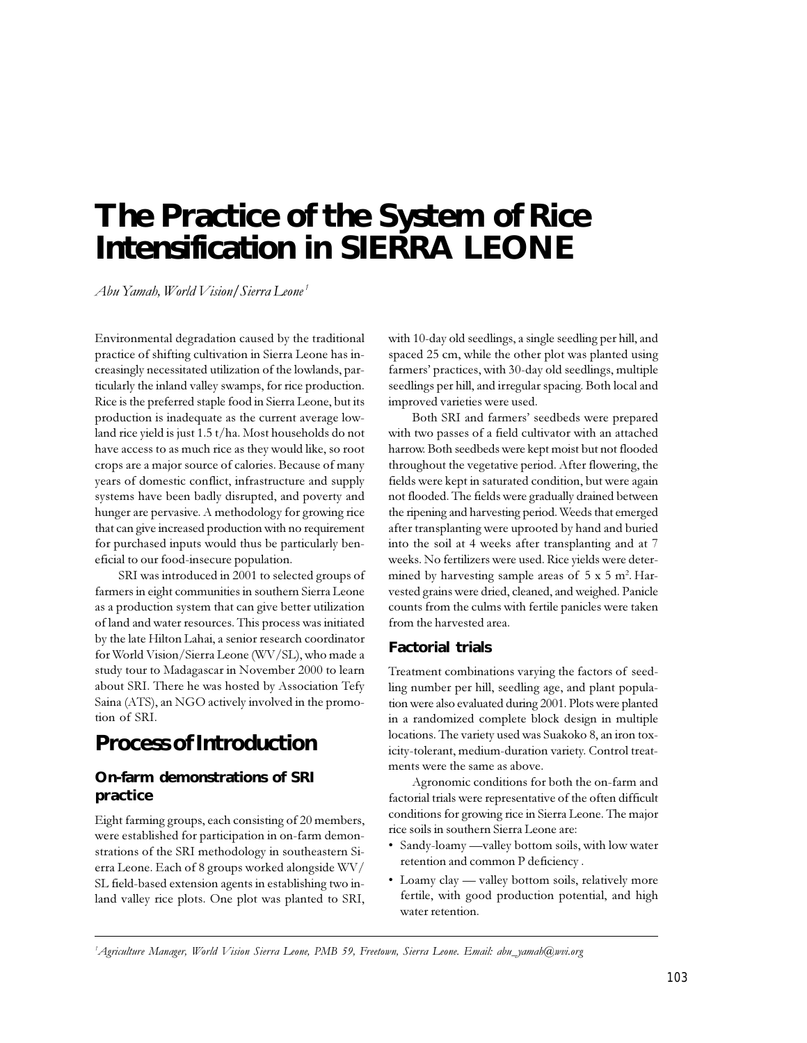# The Practice of the System of Rice Intensification in SIERRA LEONE

*Abu Yamah, World Vision/Sierra Leone*[1]

Environmental degradation caused by the traditional practice of shifting cultivation in Sierra Leone has increasingly necessitated utilization of the lowlands, particularly the inland valley swamps, for rice production. Rice is the preferred staple food in Sierra Leone, but its production is inadequate as the current average lowland rice yield is just 1.5 t/ha. Most households do not have access to as much rice as they would like, so root crops are a major source of calories. Because of many years of domestic conflict, infrastructure and supply systems have been badly disrupted, and poverty and hunger are pervasive. A methodology for growing rice that can give increased production with no requirement for purchased inputs would thus be particularly beneficial to our food-insecure population.

SRI was introduced in 2001 to selected groups of farmers in eight communities in southern Sierra Leone as a production system that can give better utilization of land and water resources. This process was initiated by the late Hilton Lahai, a senior research coordinator for World Vision/Sierra Leone (WV/SL), who made a study tour to Madagascar in November 2000 to learn about SRI. There he was hosted by Association Tefy Saina (ATS), an NGO actively involved in the promotion of SRI.

## Process of Introduction

### On-farm demonstrations of SRI practice

Eight farming groups, each consisting of 20 members, were established for participation in on-farm demonstrations of the SRI methodology in southeastern Sierra Leone. Each of 8 groups worked alongside WV/SL field-based extension agents in establishing two inland valley rice plots. One plot was planted to SRI, with 10-day old seedlings, a single seedling per hill, and spaced 25 cm, while the other plot was planted using farmers' practices, with 30-day old seedlings, multiple seedlings per hill, and irregular spacing. Both local and improved varieties were used.

Both SRI and farmers' seedbeds were prepared with two passes of a field cultivator with an attached harrow. Both seedbeds were kept moist but not flooded throughout the vegetative period. After flowering, the fields were kept in saturated condition, but were again not flooded. The fields were gradually drained between the ripening and harvesting period. Weeds that emerged after transplanting were uprooted by hand and buried into the soil at 4 weeks after transplanting and at 7 weeks. No fertilizers were used. Rice yields were determined by harvesting sample areas of 5 x 5 $m^2$. Harvested grains were dried, cleaned, and weighed. Panicle counts from the culms with fertile panicles were taken from the harvested area.

### Factorial trials

Treatment combinations varying the factors of seedling number per hill, seedling age, and plant population were also evaluated during 2001. Plots were planted in a randomized complete block design in multiple locations. The variety used was Suakoko 8, an iron toxicity-tolerant, medium-duration variety. Control treatments were the same as above.

Agronomic conditions for both the on-farm and factorial trials were representative of the often difficult conditions for growing rice in Sierra Leone. The major rice soils in southern Sierra Leone are:

- Sandy-loamy —valley bottom soils, with low water retention and common P deficiency .
- Loamy clay — valley bottom soils, relatively more fertile, with good production potential, and high water retention.

[1] *Agriculture Manager, World Vision Sierra Leone, PMB 59, Freetown, Sierra Leone. Email: abu_yamah@wvi.org*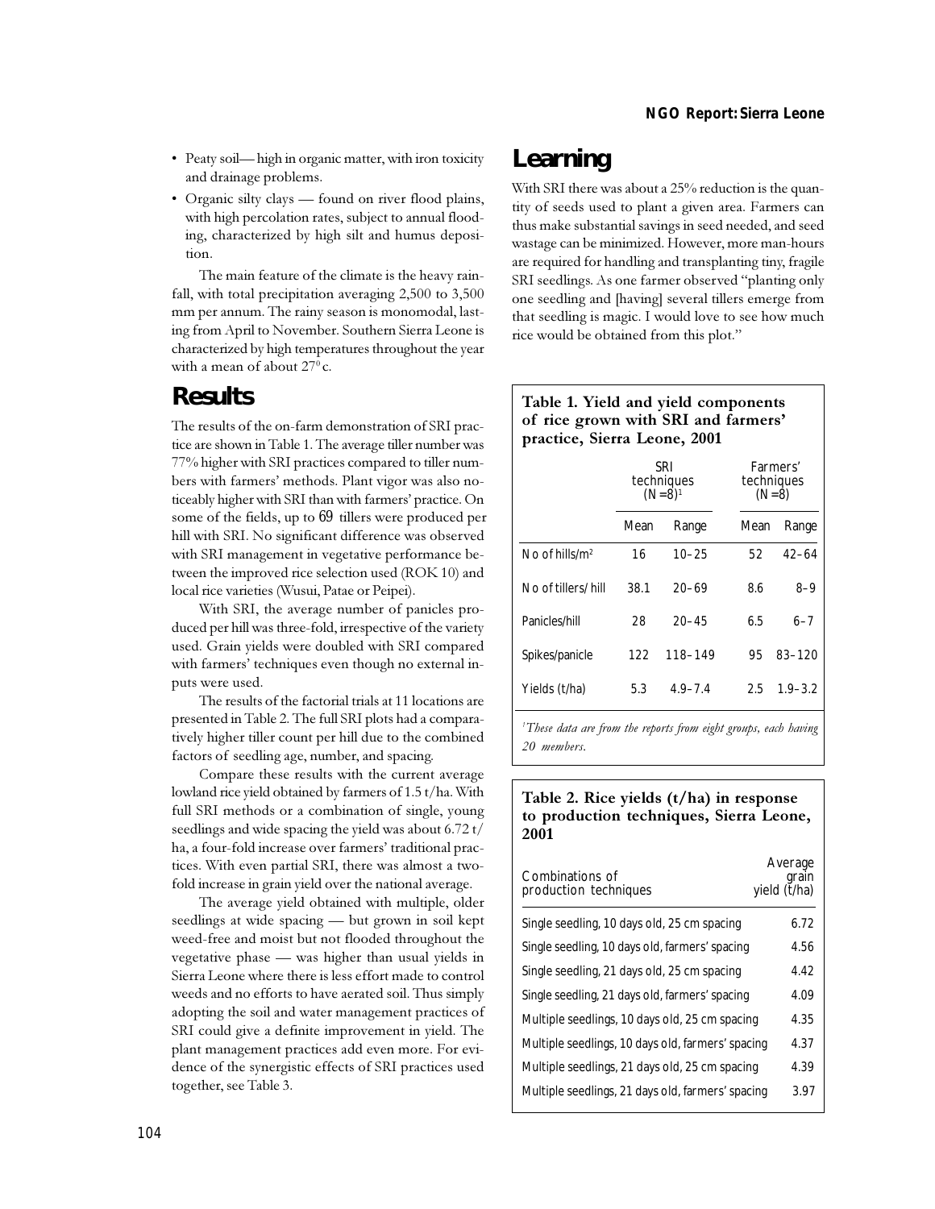- Peaty soil— high in organic matter, with iron toxicity and drainage problems.
- Organic silty clays — found on river flood plains, with high percolation rates, subject to annual flooding, characterized by high silt and humus deposition.

The main feature of the climate is the heavy rainfall, with total precipitation averaging 2,500 to 3,500 mm per annum. The rainy season is monomodal, lasting from April to November. Southern Sierra Leone is characterized by high temperatures throughout the year with a mean of about 27$^0$c.

## Results

The results of the on-farm demonstration of SRI practice are shown in Table 1. The average tiller number was 77% higher with SRI practices compared to tiller numbers with farmers' methods. Plant vigor was also noticeably higher with SRI than with farmers' practice. On some of the fields, up to 69 tillers were produced per hill with SRI. No significant difference was observed with SRI management in vegetative performance between the improved rice selection used (ROK 10) and local rice varieties (Wusui, Patae or Peipei).

With SRI, the average number of panicles produced per hill was three-fold, irrespective of the variety used. Grain yields were doubled with SRI compared with farmers' techniques even though no external inputs were used.

The results of the factorial trials at 11 locations are presented in Table 2. The full SRI plots had a comparatively higher tiller count per hill due to the combined factors of seedling age, number, and spacing.

Compare these results with the current average lowland rice yield obtained by farmers of 1.5 t/ha. With full SRI methods or a combination of single, young seedlings and wide spacing the yield was about 6.72 t/ha, a four-fold increase over farmers' traditional practices. With even partial SRI, there was almost a two-fold increase in grain yield over the national average.

The average yield obtained with multiple, older seedlings at wide spacing — but grown in soil kept weed-free and moist but not flooded throughout the vegetative phase — was higher than usual yields in Sierra Leone where there is less effort made to control weeds and no efforts to have aerated soil. Thus simply adopting the soil and water management practices of SRI could give a definite improvement in yield. The plant management practices add even more. For evidence of the synergistic effects of SRI practices used together, see Table 3.

## Learning

With SRI there was about a 25% reduction is the quantity of seeds used to plant a given area. Farmers can thus make substantial savings in seed needed, and seed wastage can be minimized. However, more man-hours are required for handling and transplanting tiny, fragile SRI seedlings. As one farmer observed "planting only one seedling and [having] several tillers emerge from that seedling is magic. I would love to see how much rice would be obtained from this plot."

**Table 1. Yield and yield components of rice grown with SRI and farmers' practice, Sierra Leone, 2001**

| | SRI techniques (N=8)[1] | | Farmers' techniques (N=8) | |
|---|---|---|---|---|
| | Mean | Range | Mean | Range |
| No of hills/m$^2$ | 16 | 10–25 | 52 | 42–64 |
| No of tillers/hill | 38.1 | 20–69 | 8.6 | 8–9 |
| Panicles/hill | 28 | 20–45 | 6.5 | 6–7 |
| Spikes/panicle | 122 | 118–149 | 95 | 83–120 |
| Yields (t/ha) | 5.3 | 4.9–7.4 | 2.5 | 1.9–3.2 |

[1]*These data are from the reports from eight groups, each having 20 members.*

**Table 2. Rice yields (t/ha) in response to production techniques, Sierra Leone, 2001**

| Combinations of production techniques | Average grain yield (t/ha) |
|---|---|
| Single seedling, 10 days old, 25 cm spacing | 6.72 |
| Single seedling, 10 days old, farmers' spacing | 4.56 |
| Single seedling, 21 days old, 25 cm spacing | 4.42 |
| Single seedling, 21 days old, farmers' spacing | 4.09 |
| Multiple seedlings, 10 days old, 25 cm spacing | 4.35 |
| Multiple seedlings, 10 days old, farmers' spacing | 4.37 |
| Multiple seedlings, 21 days old, 25 cm spacing | 4.39 |
| Multiple seedlings, 21 days old, farmers' spacing | 3.97 |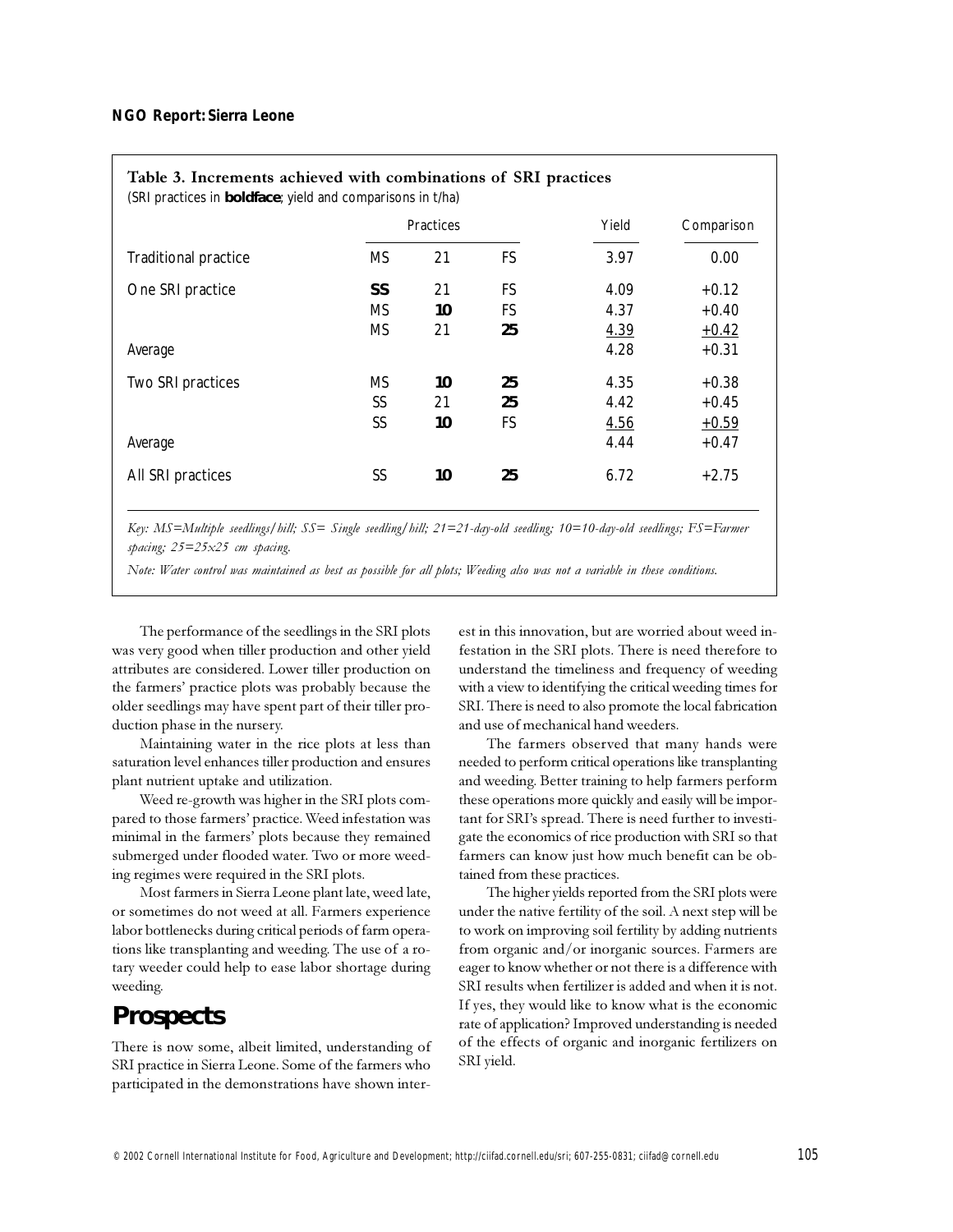**Table 3. Increments achieved with combinations of SRI practices**
(SRI practices in **boldface**; yield and comparisons in t/ha)

| | Practices | | | Yield | Comparison |
|---|---|---|---|---|---|
| Traditional practice | MS | 21 | FS | 3.97 | 0.00 |
| One SRI practice | **SS** | 21 | FS | 4.09 | +0.12 |
| | MS | **10** | FS | 4.37 | +0.40 |
| | MS | 21 | **25** | 4.39 | +0.42 |
| Average | | | | 4.28 | +0.31 |
| Two SRI practices | MS | **10** | **25** | 4.35 | +0.38 |
| | SS | 21 | **25** | 4.42 | +0.45 |
| | SS | **10** | FS | 4.56 | +0.59 |
| Average | | | | 4.44 | +0.47 |
| All SRI practices | SS | **10** | **25** | 6.72 | +2.75 |

*Key: MS=Multiple seedlings/hill; SS= Single seedling/hill; 21=21-day-old seedling; 10=10-day-old seedlings; FS=Farmer spacing; 25=25x25 cm spacing.*

*Note: Water control was maintained as best as possible for all plots; Weeding also was not a variable in these conditions.*

The performance of the seedlings in the SRI plots was very good when tiller production and other yield attributes are considered. Lower tiller production on the farmers' practice plots was probably because the older seedlings may have spent part of their tiller production phase in the nursery.

Maintaining water in the rice plots at less than saturation level enhances tiller production and ensures plant nutrient uptake and utilization.

Weed re-growth was higher in the SRI plots compared to those farmers' practice. Weed infestation was minimal in the farmers' plots because they remained submerged under flooded water. Two or more weeding regimes were required in the SRI plots.

Most farmers in Sierra Leone plant late, weed late, or sometimes do not weed at all. Farmers experience labor bottlenecks during critical periods of farm operations like transplanting and weeding. The use of a rotary weeder could help to ease labor shortage during weeding.

## Prospects

There is now some, albeit limited, understanding of SRI practice in Sierra Leone. Some of the farmers who participated in the demonstrations have shown interest in this innovation, but are worried about weed infestation in the SRI plots. There is need therefore to understand the timeliness and frequency of weeding with a view to identifying the critical weeding times for SRI. There is need to also promote the local fabrication and use of mechanical hand weeders.

The farmers observed that many hands were needed to perform critical operations like transplanting and weeding. Better training to help farmers perform these operations more quickly and easily will be important for SRI's spread. There is need further to investigate the economics of rice production with SRI so that farmers can know just how much benefit can be obtained from these practices.

The higher yields reported from the SRI plots were under the native fertility of the soil. A next step will be to work on improving soil fertility by adding nutrients from organic and/or inorganic sources. Farmers are eager to know whether or not there is a difference with SRI results when fertilizer is added and when it is not. If yes, they would like to know what is the economic rate of application? Improved understanding is needed of the effects of organic and inorganic fertilizers on SRI yield.